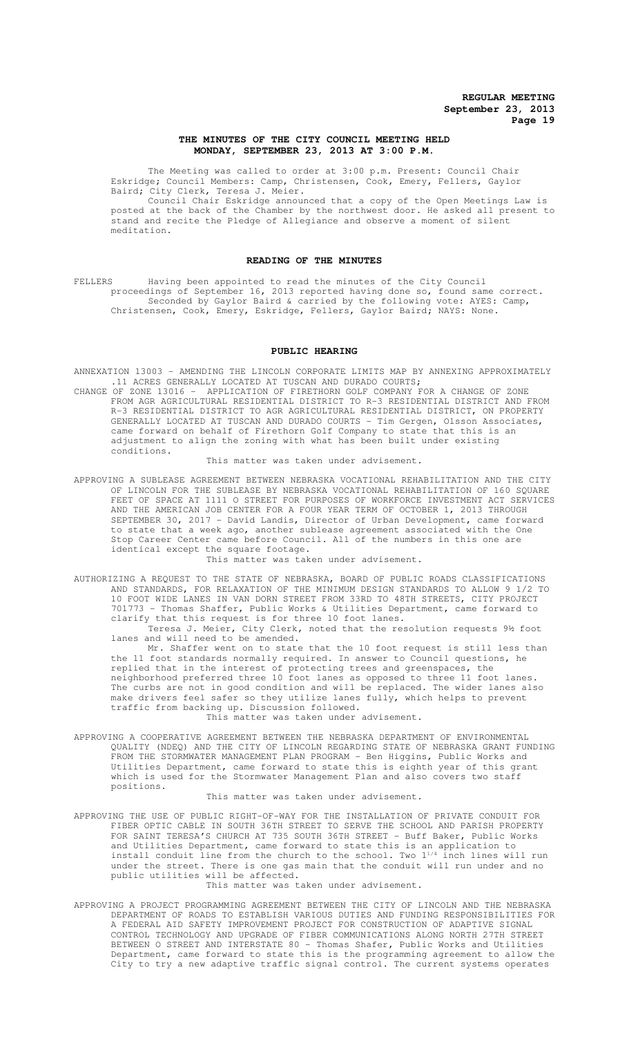**REGULAR MEETING**
**September 23, 2013**

# THE MINUTES OF THE CITY COUNCIL MEETING HELD MONDAY, SEPTEMBER 23, 2013 AT 3:00 P.M.

The Meeting was called to order at 3:00 p.m. Present: Council Chair Eskridge; Council Members: Camp, Christensen, Cook, Emery, Fellers, Gaylor Baird; City Clerk, Teresa J. Meier.

Council Chair Eskridge announced that a copy of the Open Meetings Law is posted at the back of the Chamber by the northwest door. He asked all present to stand and recite the Pledge of Allegiance and observe a moment of silent meditation.

## READING OF THE MINUTES

FELLERS Having been appointed to read the minutes of the City Council proceedings of September 16, 2013 reported having done so, found same correct. Seconded by Gaylor Baird & carried by the following vote: AYES: Camp, Christensen, Cook, Emery, Eskridge, Fellers, Gaylor Baird; NAYS: None.

## PUBLIC HEARING

ANNEXATION 13003 – AMENDING THE LINCOLN CORPORATE LIMITS MAP BY ANNEXING APPROXIMATELY .11 ACRES GENERALLY LOCATED AT TUSCAN AND DURADO COURTS;

CHANGE OF ZONE 13016 – APPLICATION OF FIRETHORN GOLF COMPANY FOR A CHANGE OF ZONE FROM AGR AGRICULTURAL RESIDENTIAL DISTRICT TO R-3 RESIDENTIAL DISTRICT AND FROM R-3 RESIDENTIAL DISTRICT TO AGR AGRICULTURAL RESIDENTIAL DISTRICT, ON PROPERTY GENERALLY LOCATED AT TUSCAN AND DURADO COURTS - Tim Gergen, Olsson Associates, came forward on behalf of Firethorn Golf Company to state that this is an adjustment to align the zoning with what has been built under existing conditions.

This matter was taken under advisement.

APPROVING A SUBLEASE AGREEMENT BETWEEN NEBRASKA VOCATIONAL REHABILITATION AND THE CITY OF LINCOLN FOR THE SUBLEASE BY NEBRASKA VOCATIONAL REHABILITATION OF 160 SQUARE FEET OF SPACE AT 1111 O STREET FOR PURPOSES OF WORKFORCE INVESTMENT ACT SERVICES AND THE AMERICAN JOB CENTER FOR A FOUR YEAR TERM OF OCTOBER 1, 2013 THROUGH SEPTEMBER 30, 2017 - David Landis, Director of Urban Development, came forward to state that a week ago, another sublease agreement associated with the One Stop Career Center came before Council. All of the numbers in this one are identical except the square footage.

This matter was taken under advisement.

AUTHORIZING A REQUEST TO THE STATE OF NEBRASKA, BOARD OF PUBLIC ROADS CLASSIFICATIONS AND STANDARDS, FOR RELAXATION OF THE MINIMUM DESIGN STANDARDS TO ALLOW 9 1/2 TO 10 FOOT WIDE LANES IN VAN DORN STREET FROM 33RD TO 48TH STREETS, CITY PROJECT 701773 - Thomas Shaffer, Public Works & Utilities Department, came forward to clarify that this request is for three 10 foot lanes.

Teresa J. Meier, City Clerk, noted that the resolution requests 9½ foot lanes and will need to be amended.

Mr. Shaffer went on to state that the 10 foot request is still less than the 11 foot standards normally required. In answer to Council questions, he replied that in the interest of protecting trees and greenspaces, the neighborhood preferred three 10 foot lanes as opposed to three 11 foot lanes. The curbs are not in good condition and will be replaced. The wider lanes also make drivers feel safer so they utilize lanes fully, which helps to prevent traffic from backing up. Discussion followed.

This matter was taken under advisement.

APPROVING A COOPERATIVE AGREEMENT BETWEEN THE NEBRASKA DEPARTMENT OF ENVIRONMENTAL QUALITY (NDEQ) AND THE CITY OF LINCOLN REGARDING STATE OF NEBRASKA GRANT FUNDING FROM THE STORMWATER MANAGEMENT PLAN PROGRAM - Ben Higgins, Public Works and Utilities Department, came forward to state this is eighth year of this grant which is used for the Stormwater Management Plan and also covers two staff positions.

This matter was taken under advisement.

APPROVING THE USE OF PUBLIC RIGHT-OF-WAY FOR THE INSTALLATION OF PRIVATE CONDUIT FOR FIBER OPTIC CABLE IN SOUTH 36TH STREET TO SERVE THE SCHOOL AND PARISH PROPERTY FOR SAINT TERESA'S CHURCH AT 735 SOUTH 36TH STREET - Buff Baker, Public Works and Utilities Department, came forward to state this is an application to install conduit line from the church to the school. Two 1¼ inch lines will run under the street. There is one gas main that the conduit will run under and no public utilities will be affected.

This matter was taken under advisement.

APPROVING A PROJECT PROGRAMMING AGREEMENT BETWEEN THE CITY OF LINCOLN AND THE NEBRASKA DEPARTMENT OF ROADS TO ESTABLISH VARIOUS DUTIES AND FUNDING RESPONSIBILITIES FOR A FEDERAL AID SAFETY IMPROVEMENT PROJECT FOR CONSTRUCTION OF ADAPTIVE SIGNAL CONTROL TECHNOLOGY AND UPGRADE OF FIBER COMMUNICATIONS ALONG NORTH 27TH STREET BETWEEN O STREET AND INTERSTATE 80 - Thomas Shafer, Public Works and Utilities Department, came forward to state this is the programming agreement to allow the City to try a new adaptive traffic signal control. The current systems operates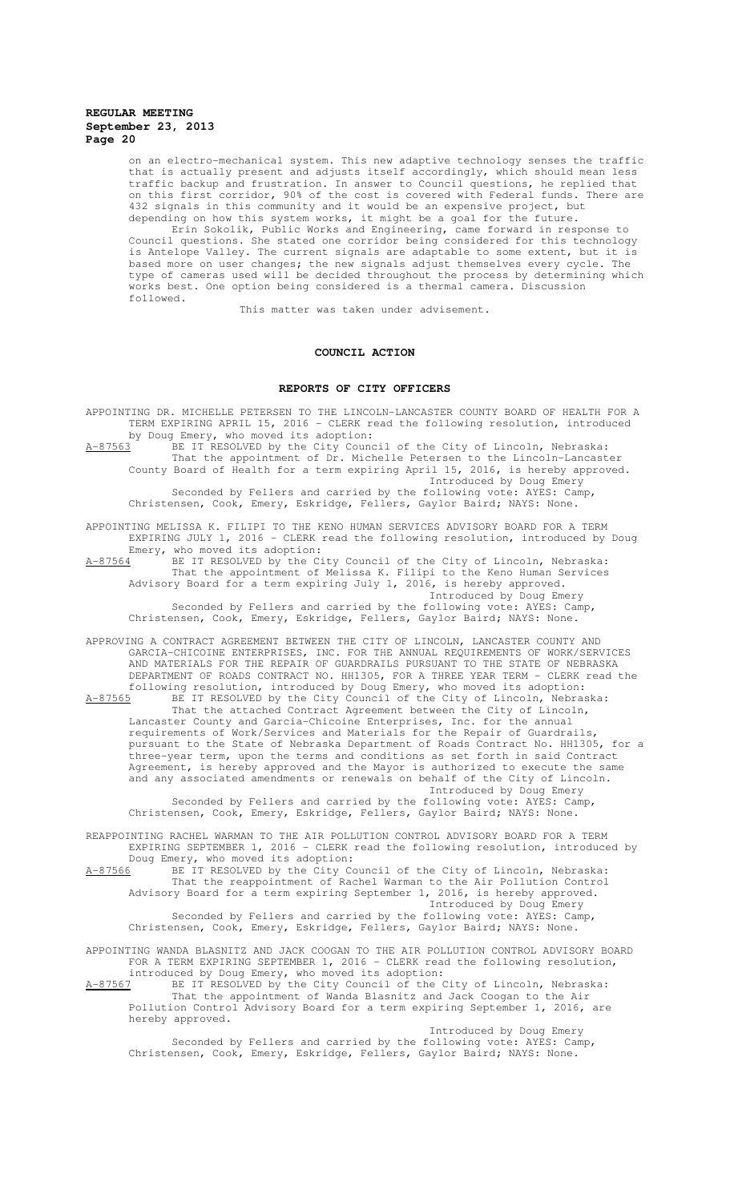on an electro-mechanical system. This new adaptive technology senses the traffic that is actually present and adjusts itself accordingly, which should mean less traffic backup and frustration. In answer to Council questions, he replied that on this first corridor, 90% of the cost is covered with Federal funds. There are 432 signals in this community and it would be an expensive project, but depending on how this system works, it might be a goal for the future.

Erin Sokolik, Public Works and Engineering, came forward in response to Council questions. She stated one corridor being considered for this technology is Antelope Valley. The current signals are adaptable to some extent, but it is based more on user changes; the new signals adjust themselves every cycle. The type of cameras used will be decided throughout the process by determining which works best. One option being considered is a thermal camera. Discussion followed.

This matter was taken under advisement.

## COUNCIL ACTION

### REPORTS OF CITY OFFICERS

APPOINTING DR. MICHELLE PETERSEN TO THE LINCOLN-LANCASTER COUNTY BOARD OF HEALTH FOR A TERM EXPIRING APRIL 15, 2016 - CLERK read the following resolution, introduced by Doug Emery, who moved its adoption:

A-87563 BE IT RESOLVED by the City Council of the City of Lincoln, Nebraska:

That the appointment of Dr. Michelle Petersen to the Lincoln-Lancaster County Board of Health for a term expiring April 15, 2016, is hereby approved.

Introduced by Doug Emery

Seconded by Fellers and carried by the following vote: AYES: Camp, Christensen, Cook, Emery, Eskridge, Fellers, Gaylor Baird; NAYS: None.

APPOINTING MELISSA K. FILIPI TO THE KENO HUMAN SERVICES ADVISORY BOARD FOR A TERM EXPIRING JULY 1, 2016 - CLERK read the following resolution, introduced by Doug Emery, who moved its adoption:

A-87564 BE IT RESOLVED by the City Council of the City of Lincoln, Nebraska:

That the appointment of Melissa K. Filipi to the Keno Human Services Advisory Board for a term expiring July 1, 2016, is hereby approved.

Introduced by Doug Emery

Seconded by Fellers and carried by the following vote: AYES: Camp, Christensen, Cook, Emery, Eskridge, Fellers, Gaylor Baird; NAYS: None.

APPROVING A CONTRACT AGREEMENT BETWEEN THE CITY OF LINCOLN, LANCASTER COUNTY AND GARCIA-CHICOINE ENTERPRISES, INC. FOR THE ANNUAL REQUIREMENTS OF WORK/SERVICES AND MATERIALS FOR THE REPAIR OF GUARDRAILS PURSUANT TO THE STATE OF NEBRASKA DEPARTMENT OF ROADS CONTRACT NO. HH1305, FOR A THREE YEAR TERM - CLERK read the following resolution, introduced by Doug Emery, who moved its adoption:

A-87565 BE IT RESOLVED by the City Council of the City of Lincoln, Nebraska:

That the attached Contract Agreement between the City of Lincoln, Lancaster County and Garcia-Chicoine Enterprises, Inc. for the annual requirements of Work/Services and Materials for the Repair of Guardrails, pursuant to the State of Nebraska Department of Roads Contract No. HH1305, for a three-year term, upon the terms and conditions as set forth in said Contract Agreement, is hereby approved and the Mayor is authorized to execute the same and any associated amendments or renewals on behalf of the City of Lincoln.

Introduced by Doug Emery

Seconded by Fellers and carried by the following vote: AYES: Camp, Christensen, Cook, Emery, Eskridge, Fellers, Gaylor Baird; NAYS: None.

REAPPOINTING RACHEL WARMAN TO THE AIR POLLUTION CONTROL ADVISORY BOARD FOR A TERM EXPIRING SEPTEMBER 1, 2016 - CLERK read the following resolution, introduced by Doug Emery, who moved its adoption:

A-87566 BE IT RESOLVED by the City Council of the City of Lincoln, Nebraska:

That the reappointment of Rachel Warman to the Air Pollution Control Advisory Board for a term expiring September 1, 2016, is hereby approved.

Introduced by Doug Emery

Seconded by Fellers and carried by the following vote: AYES: Camp, Christensen, Cook, Emery, Eskridge, Fellers, Gaylor Baird; NAYS: None.

APPOINTING WANDA BLASNITZ AND JACK COOGAN TO THE AIR POLLUTION CONTROL ADVISORY BOARD FOR A TERM EXPIRING SEPTEMBER 1, 2016 - CLERK read the following resolution, introduced by Doug Emery, who moved its adoption:

A-87567 BE IT RESOLVED by the City Council of the City of Lincoln, Nebraska:

That the appointment of Wanda Blasnitz and Jack Coogan to the Air Pollution Control Advisory Board for a term expiring September 1, 2016, are hereby approved.

Introduced by Doug Emery

Seconded by Fellers and carried by the following vote: AYES: Camp, Christensen, Cook, Emery, Eskridge, Fellers, Gaylor Baird; NAYS: None.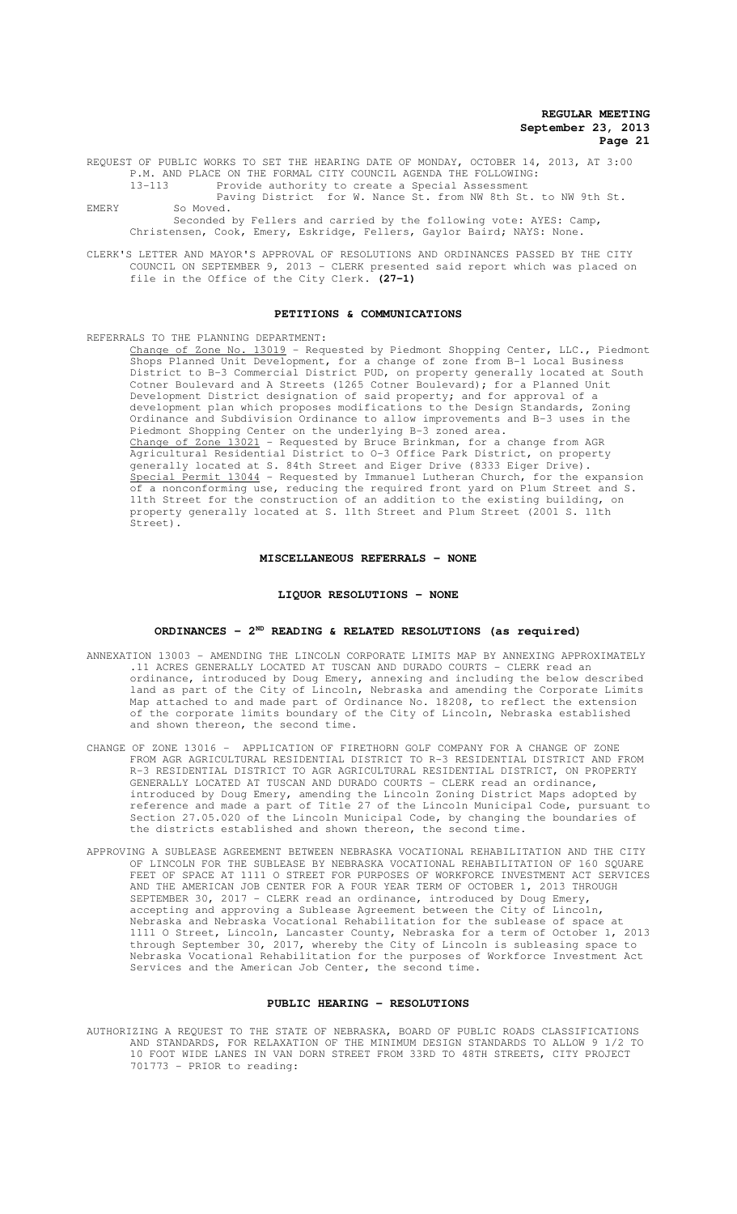REQUEST OF PUBLIC WORKS TO SET THE HEARING DATE OF MONDAY, OCTOBER 14, 2013, AT 3:00 P.M. AND PLACE ON THE FORMAL CITY COUNCIL AGENDA THE FOLLOWING:

13-113 Provide authority to create a Special Assessment Paving District for W. Nance St. from NW 8th St. to NW 9th St.

EMERY So Moved.

Seconded by Fellers and carried by the following vote: AYES: Camp, Christensen, Cook, Emery, Eskridge, Fellers, Gaylor Baird; NAYS: None.

CLERK'S LETTER AND MAYOR'S APPROVAL OF RESOLUTIONS AND ORDINANCES PASSED BY THE CITY COUNCIL ON SEPTEMBER 9, 2013 - CLERK presented said report which was placed on file in the Office of the City Clerk. **(27-1)**

## PETITIONS & COMMUNICATIONS

REFERRALS TO THE PLANNING DEPARTMENT:

Change of Zone No. 13019 - Requested by Piedmont Shopping Center, LLC., Piedmont Shops Planned Unit Development, for a change of zone from B-1 Local Business District to B-3 Commercial District PUD, on property generally located at South Cotner Boulevard and A Streets (1265 Cotner Boulevard); for a Planned Unit Development District designation of said property; and for approval of a development plan which proposes modifications to the Design Standards, Zoning Ordinance and Subdivision Ordinance to allow improvements and B-3 uses in the Piedmont Shopping Center on the underlying B-3 zoned area.

Change of Zone 13021 - Requested by Bruce Brinkman, for a change from AGR Agricultural Residential District to O-3 Office Park District, on property generally located at S. 84th Street and Eiger Drive (8333 Eiger Drive).

Special Permit 13044 - Requested by Immanuel Lutheran Church, for the expansion of a nonconforming use, reducing the required front yard on Plum Street and S. 11th Street for the construction of an addition to the existing building, on property generally located at S. 11th Street and Plum Street (2001 S. 11th Street).

## MISCELLANEOUS REFERRALS - NONE

## LIQUOR RESOLUTIONS - NONE

## ORDINANCES - 2ND READING & RELATED RESOLUTIONS (as required)

ANNEXATION 13003 - AMENDING THE LINCOLN CORPORATE LIMITS MAP BY ANNEXING APPROXIMATELY .11 ACRES GENERALLY LOCATED AT TUSCAN AND DURADO COURTS - CLERK read an ordinance, introduced by Doug Emery, annexing and including the below described land as part of the City of Lincoln, Nebraska and amending the Corporate Limits Map attached to and made part of Ordinance No. 18208, to reflect the extension of the corporate limits boundary of the City of Lincoln, Nebraska established and shown thereon, the second time.

CHANGE OF ZONE 13016 - APPLICATION OF FIRETHORN GOLF COMPANY FOR A CHANGE OF ZONE FROM AGR AGRICULTURAL RESIDENTIAL DISTRICT TO R-3 RESIDENTIAL DISTRICT AND FROM R-3 RESIDENTIAL DISTRICT TO AGR AGRICULTURAL RESIDENTIAL DISTRICT, ON PROPERTY GENERALLY LOCATED AT TUSCAN AND DURADO COURTS - CLERK read an ordinance, introduced by Doug Emery, amending the Lincoln Zoning District Maps adopted by reference and made a part of Title 27 of the Lincoln Municipal Code, pursuant to Section 27.05.020 of the Lincoln Municipal Code, by changing the boundaries of the districts established and shown thereon, the second time.

APPROVING A SUBLEASE AGREEMENT BETWEEN NEBRASKA VOCATIONAL REHABILITATION AND THE CITY OF LINCOLN FOR THE SUBLEASE BY NEBRASKA VOCATIONAL REHABILITATION OF 160 SQUARE FEET OF SPACE AT 1111 O STREET FOR PURPOSES OF WORKFORCE INVESTMENT ACT SERVICES AND THE AMERICAN JOB CENTER FOR A FOUR YEAR TERM OF OCTOBER 1, 2013 THROUGH SEPTEMBER 30, 2017 - CLERK read an ordinance, introduced by Doug Emery, accepting and approving a Sublease Agreement between the City of Lincoln, Nebraska and Nebraska Vocational Rehabilitation for the sublease of space at 1111 O Street, Lincoln, Lancaster County, Nebraska for a term of October 1, 2013 through September 30, 2017, whereby the City of Lincoln is subleasing space to Nebraska Vocational Rehabilitation for the purposes of Workforce Investment Act Services and the American Job Center, the second time.

## PUBLIC HEARING - RESOLUTIONS

AUTHORIZING A REQUEST TO THE STATE OF NEBRASKA, BOARD OF PUBLIC ROADS CLASSIFICATIONS AND STANDARDS, FOR RELAXATION OF THE MINIMUM DESIGN STANDARDS TO ALLOW 9 1/2 TO 10 FOOT WIDE LANES IN VAN DORN STREET FROM 33RD TO 48TH STREETS, CITY PROJECT 701773 - PRIOR to reading: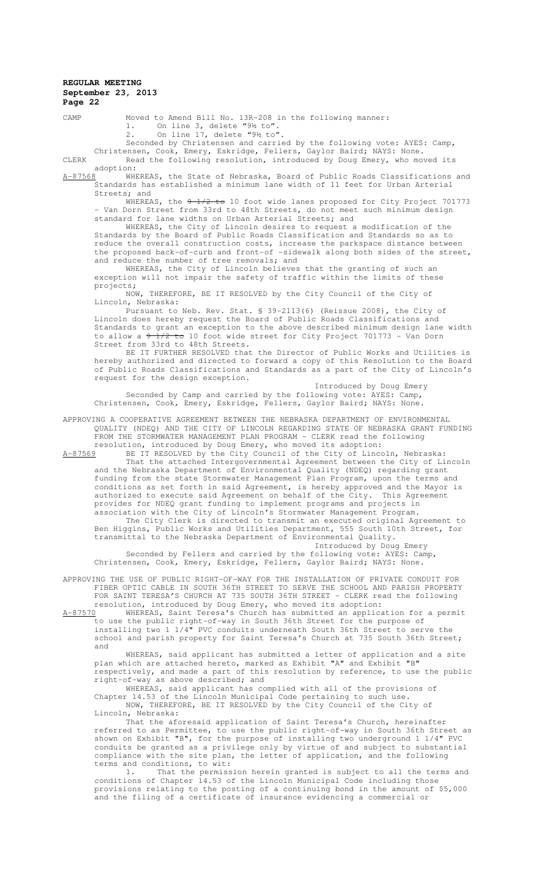CAMP Moved to Amend Bill No. 13R-208 in the following manner:

1. On line 3, delete "9½ to".
2. On line 17, delete "9½ to".

Seconded by Christensen and carried by the following vote: AYES: Camp, Christensen, Cook, Emery, Eskridge, Fellers, Gaylor Baird; NAYS: None.

CLERK Read the following resolution, introduced by Doug Emery, who moved its adoption:

A-87568 WHEREAS, the State of Nebraska, Board of Public Roads Classifications and Standards has established a minimum lane width of 11 feet for Urban Arterial Streets; and

WHEREAS, the ~~9 1/2 to~~ 10 foot wide lanes proposed for City Project 701773 - Van Dorn Street from 33rd to 48th Streets, do not meet such minimum design standard for lane widths on Urban Arterial Streets; and

WHEREAS, the City of Lincoln desires to request a modification of the Standards by the Board of Public Roads Classification and Standards so as to reduce the overall construction costs, increase the parkspace distance between the proposed back-of-curb and front-of -sidewalk along both sides of the street, and reduce the number of tree removals; and

WHEREAS, the City of Lincoln believes that the granting of such an exception will not impair the safety of traffic within the limits of these projects;

NOW, THEREFORE, BE IT RESOLVED by the City Council of the City of Lincoln, Nebraska:

Pursuant to Neb. Rev. Stat. § 39-2113(6) (Reissue 2008), the City of Lincoln does hereby request the Board of Public Roads Classifications and Standards to grant an exception to the above described minimum design lane width to allow a ~~9 1/2 to~~ 10 foot wide street for City Project 701773 - Van Dorn Street from 33rd to 48th Streets.

BE IT FURTHER RESOLVED that the Director of Public Works and Utilities is hereby authorized and directed to forward a copy of this Resolution to the Board of Public Roads Classifications and Standards as a part of the City of Lincoln's request for the design exception.

Introduced by Doug Emery

Seconded by Camp and carried by the following vote: AYES: Camp, Christensen, Cook, Emery, Eskridge, Fellers, Gaylor Baird; NAYS: None.

APPROVING A COOPERATIVE AGREEMENT BETWEEN THE NEBRASKA DEPARTMENT OF ENVIRONMENTAL QUALITY (NDEQ) AND THE CITY OF LINCOLN REGARDING STATE OF NEBRASKA GRANT FUNDING FROM THE STORMWATER MANAGEMENT PLAN PROGRAM - CLERK read the following resolution, introduced by Doug Emery, who moved its adoption:

A-87569 BE IT RESOLVED by the City Council of the City of Lincoln, Nebraska:

That the attached Intergovernmental Agreement between the City of Lincoln and the Nebraska Department of Environmental Quality (NDEQ) regarding grant funding from the state Stormwater Management Plan Program, upon the terms and conditions as set forth in said Agreement, is hereby approved and the Mayor is authorized to execute said Agreement on behalf of the City. This Agreement provides for NDEQ grant funding to implement programs and projects in association with the City of Lincoln's Stormwater Management Program.

The City Clerk is directed to transmit an executed original Agreement to Ben Higgins, Public Works and Utilities Department, 555 South 10th Street, for transmittal to the Nebraska Department of Environmental Quality.

Introduced by Doug Emery

Seconded by Fellers and carried by the following vote: AYES: Camp, Christensen, Cook, Emery, Eskridge, Fellers, Gaylor Baird; NAYS: None.

APPROVING THE USE OF PUBLIC RIGHT-OF-WAY FOR THE INSTALLATION OF PRIVATE CONDUIT FOR FIBER OPTIC CABLE IN SOUTH 36TH STREET TO SERVE THE SCHOOL AND PARISH PROPERTY FOR SAINT TERESA'S CHURCH AT 735 SOUTH 36TH STREET - CLERK read the following resolution, introduced by Doug Emery, who moved its adoption:

A-87570 WHEREAS, Saint Teresa's Church has submitted an application for a permit to use the public right-of-way in South 36th Street for the purpose of installing two 1 1/4" PVC conduits underneath South 36th Street to serve the school and parish property for Saint Teresa's Church at 735 South 36th Street; and

WHEREAS, said applicant has submitted a letter of application and a site plan which are attached hereto, marked as Exhibit "A" and Exhibit "B" respectively, and made a part of this resolution by reference, to use the public right-of-way as above described; and

WHEREAS, said applicant has complied with all of the provisions of Chapter 14.53 of the Lincoln Municipal Code pertaining to such use.

NOW, THEREFORE, BE IT RESOLVED by the City Council of the City of Lincoln, Nebraska:

That the aforesaid application of Saint Teresa's Church, hereinafter referred to as Permittee, to use the public right-of-way in South 36th Street as shown on Exhibit "B", for the purpose of installing two underground 1 1/4" PVC conduits be granted as a privilege only by virtue of and subject to substantial compliance with the site plan, the letter of application, and the following terms and conditions, to wit:

1. That the permission herein granted is subject to all the terms and conditions of Chapter 14.53 of the Lincoln Municipal Code including those provisions relating to the posting of a continuing bond in the amount of $5,000 and the filing of a certificate of insurance evidencing a commercial or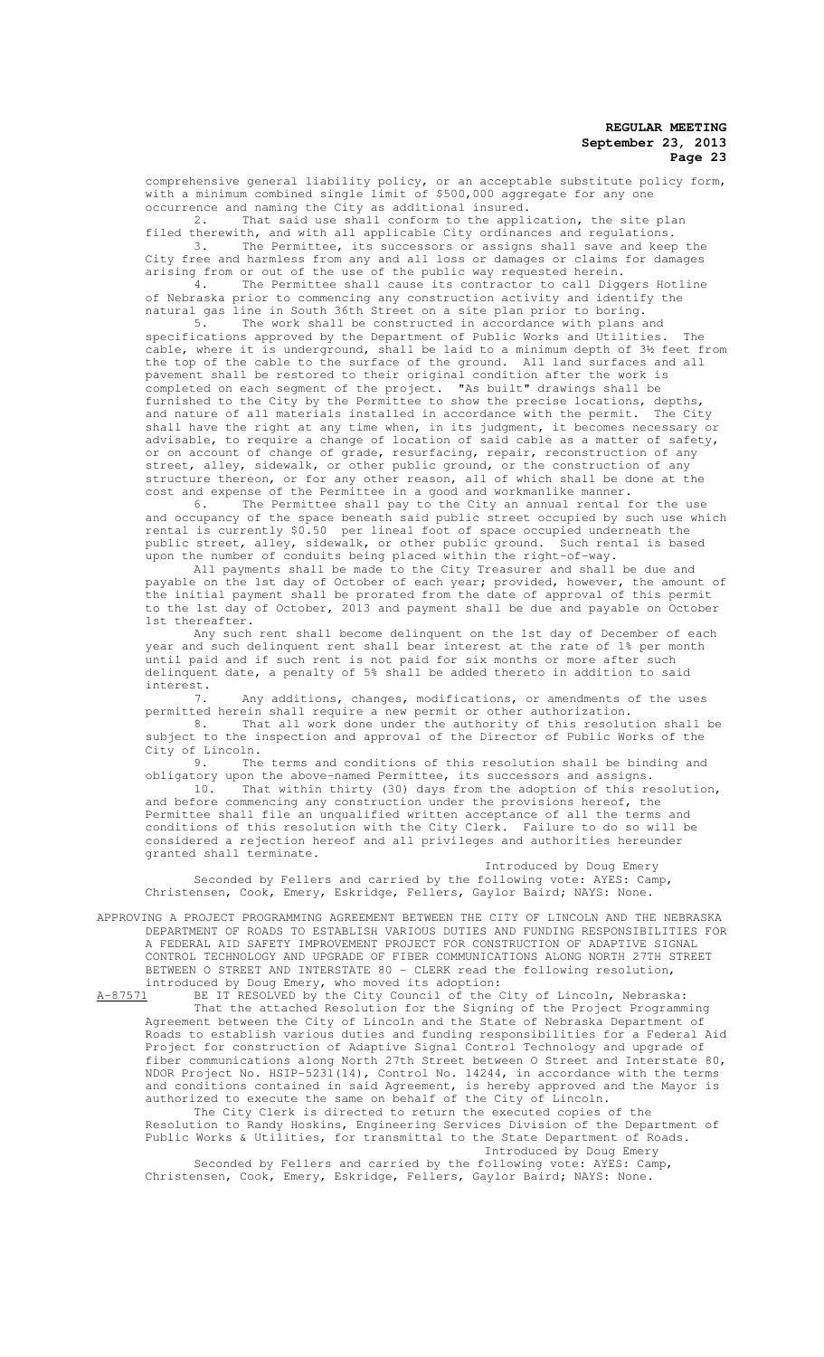comprehensive general liability policy, or an acceptable substitute policy form, with a minimum combined single limit of $500,000 aggregate for any one occurrence and naming the City as additional insured.

2. That said use shall conform to the application, the site plan filed therewith, and with all applicable City ordinances and regulations.

3. The Permittee, its successors or assigns shall save and keep the City free and harmless from any and all loss or damages or claims for damages arising from or out of the use of the public way requested herein.

4. The Permittee shall cause its contractor to call Diggers Hotline of Nebraska prior to commencing any construction activity and identify the natural gas line in South 36th Street on a site plan prior to boring.

5. The work shall be constructed in accordance with plans and specifications approved by the Department of Public Works and Utilities. The cable, where it is underground, shall be laid to a minimum depth of 3½ feet from the top of the cable to the surface of the ground. All land surfaces and all pavement shall be restored to their original condition after the work is completed on each segment of the project. "As built" drawings shall be furnished to the City by the Permittee to show the precise locations, depths, and nature of all materials installed in accordance with the permit. The City shall have the right at any time when, in its judgment, it becomes necessary or advisable, to require a change of location of said cable as a matter of safety, or on account of change of grade, resurfacing, repair, reconstruction of any street, alley, sidewalk, or other public ground, or the construction of any structure thereon, or for any other reason, all of which shall be done at the cost and expense of the Permittee in a good and workmanlike manner.

6. The Permittee shall pay to the City an annual rental for the use and occupancy of the space beneath said public street occupied by such use which rental is currently $0.50 per lineal foot of space occupied underneath the public street, alley, sidewalk, or other public ground. Such rental is based upon the number of conduits being placed within the right-of-way.

All payments shall be made to the City Treasurer and shall be due and payable on the 1st day of October of each year; provided, however, the amount of the initial payment shall be prorated from the date of approval of this permit to the 1st day of October, 2013 and payment shall be due and payable on October 1st thereafter.

Any such rent shall become delinquent on the 1st day of December of each year and such delinquent rent shall bear interest at the rate of 1% per month until paid and if such rent is not paid for six months or more after such delinquent date, a penalty of 5% shall be added thereto in addition to said interest.

7. Any additions, changes, modifications, or amendments of the uses permitted herein shall require a new permit or other authorization.

8. That all work done under the authority of this resolution shall be subject to the inspection and approval of the Director of Public Works of the City of Lincoln.

9. The terms and conditions of this resolution shall be binding and obligatory upon the above-named Permittee, its successors and assigns.

10. That within thirty (30) days from the adoption of this resolution, and before commencing any construction under the provisions hereof, the Permittee shall file an unqualified written acceptance of all the terms and conditions of this resolution with the City Clerk. Failure to do so will be considered a rejection hereof and all privileges and authorities hereunder granted shall terminate.

Introduced by Doug Emery

Seconded by Fellers and carried by the following vote: AYES: Camp, Christensen, Cook, Emery, Eskridge, Fellers, Gaylor Baird; NAYS: None.

APPROVING A PROJECT PROGRAMMING AGREEMENT BETWEEN THE CITY OF LINCOLN AND THE NEBRASKA DEPARTMENT OF ROADS TO ESTABLISH VARIOUS DUTIES AND FUNDING RESPONSIBILITIES FOR A FEDERAL AID SAFETY IMPROVEMENT PROJECT FOR CONSTRUCTION OF ADAPTIVE SIGNAL CONTROL TECHNOLOGY AND UPGRADE OF FIBER COMMUNICATIONS ALONG NORTH 27TH STREET BETWEEN O STREET AND INTERSTATE 80 - CLERK read the following resolution, introduced by Doug Emery, who moved its adoption:

A-87571 BE IT RESOLVED by the City Council of the City of Lincoln, Nebraska:

That the attached Resolution for the Signing of the Project Programming Agreement between the City of Lincoln and the State of Nebraska Department of Roads to establish various duties and funding responsibilities for a Federal Aid Project for construction of Adaptive Signal Control Technology and upgrade of fiber communications along North 27th Street between O Street and Interstate 80, NDOR Project No. HSIP-5231(14), Control No. 14244, in accordance with the terms and conditions contained in said Agreement, is hereby approved and the Mayor is authorized to execute the same on behalf of the City of Lincoln.

The City Clerk is directed to return the executed copies of the Resolution to Randy Hoskins, Engineering Services Division of the Department of Public Works & Utilities, for transmittal to the State Department of Roads.

Introduced by Doug Emery

Seconded by Fellers and carried by the following vote: AYES: Camp, Christensen, Cook, Emery, Eskridge, Fellers, Gaylor Baird; NAYS: None.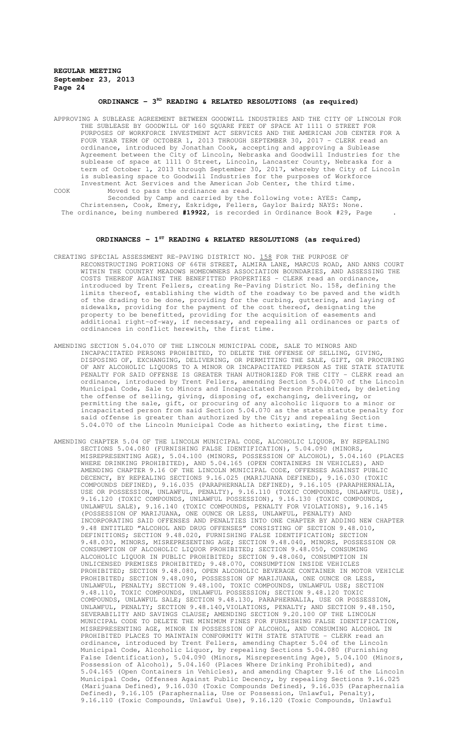## ORDINANCE – 3RD READING & RELATED RESOLUTIONS (as required)

APPROVING A SUBLEASE AGREEMENT BETWEEN GOODWILL INDUSTRIES AND THE CITY OF LINCOLN FOR THE SUBLEASE BY GOODWILL OF 160 SQUARE FEET OF SPACE AT 1111 O STREET FOR PURPOSES OF WORKFORCE INVESTMENT ACT SERVICES AND THE AMERICAN JOB CENTER FOR A FOUR YEAR TERM OF OCTOBER 1, 2013 THROUGH SEPTEMBER 30, 2017 - CLERK read an ordinance, introduced by Jonathan Cook, accepting and approving a Sublease Agreement between the City of Lincoln, Nebraska and Goodwill Industries for the sublease of space at 1111 O Street, Lincoln, Lancaster County, Nebraska for a term of October 1, 2013 through September 30, 2017, whereby the City of Lincoln is subleasing space to Goodwill Industries for the purposes of Workforce Investment Act Services and the American Job Center, the third time.

COOK Moved to pass the ordinance as read.

Seconded by Camp and carried by the following vote: AYES: Camp, Christensen, Cook, Emery, Eskridge, Fellers, Gaylor Baird; NAYS: None.

The ordinance, being numbered **#19922**, is recorded in Ordinance Book #29, Page .

## ORDINANCES – 1ST READING & RELATED RESOLUTIONS (as required)

CREATING SPECIAL ASSESSMENT RE-PAVING DISTRICT NO. 158 FOR THE PURPOSE OF RECONSTRUCTING PORTIONS OF 66TH STREET, ALMIRA LANE, MARCUS ROAD, AND ANNS COURT WITHIN THE COUNTRY MEADOWS HOMEOWNERS ASSOCIATION BOUNDARIES, AND ASSESSING THE COSTS THEREOF AGAINST THE BENEFITTED PROPERTIES - CLERK read an ordinance, introduced by Trent Fellers, creating Re-Paving District No. 158, defining the limits thereof, establishing the width of the roadway to be paved and the width of the drading to be done, providing for the curbing, guttering, and laying of sidewalks, providing for the payment of the cost thereof, designating the property to be benefitted, providing for the acquisition of easements and additional right-of-way, if necessary, and repealing all ordinances or parts of ordinances in conflict herewith, the first time.

AMENDING SECTION 5.04.070 OF THE LINCOLN MUNICIPAL CODE, SALE TO MINORS AND INCAPACITATED PERSONS PROHIBITED, TO DELETE THE OFFENSE OF SELLING, GIVING, DISPOSING OF, EXCHANGING, DELIVERING, OR PERMITTING THE SALE, GIFT, OR PROCURING OF ANY ALCOHOLIC LIQUORS TO A MINOR OR INCAPACITATED PERSON AS THE STATE STATUTE PENALTY FOR SAID OFFENSE IS GREATER THAN AUTHORIZED FOR THE CITY - CLERK read an ordinance, introduced by Trent Fellers, amending Section 5.04.070 of the Lincoln Municipal Code, Sale to Minors and Incapacitated Person Prohibited, by deleting the offense of selling, giving, disposing of, exchanging, delivering, or permitting the sale, gift, or procuring of any alcoholic liquors to a minor or incapacitated person from said Section 5.04.070 as the state statute penalty for said offense is greater than authorized by the City; and repealing Section 5.04.070 of the Lincoln Municipal Code as hitherto existing, the first time.

AMENDING CHAPTER 5.04 OF THE LINCOLN MUNICIPAL CODE, ALCOHOLIC LIQUOR, BY REPEALING SECTIONS 5.04.080 (FURNISHING FALSE IDENTIFICATION), 5.04.090 (MINORS, MISREPRESENTING AGE), 5.04.100 (MINORS, POSSESSION OF ALCOHOL), 5.04.160 (PLACES WHERE DRINKING PROHIBITED), AND 5.04.165 (OPEN CONTAINERS IN VEHICLES), AND AMENDING CHAPTER 9.16 OF THE LINCOLN MUNICIPAL CODE, OFFENSES AGAINST PUBLIC DECENCY, BY REPEALING SECTIONS 9.16.025 (MARIJUANA DEFINED), 9.16.030 (TOXIC COMPOUNDS DEFINED), 9.16.035 (PARAPHERNALIA DEFINED), 9.16.105 (PARAPHERNALIA, USE OR POSSESSION, UNLAWFUL, PENALTY), 9.16.110 (TOXIC COMPOUNDS, UNLAWFUL USE), 9.16.120 (TOXIC COMPOUNDS, UNLAWFUL POSSESSION), 9.16.130 (TOXIC COMPOUNDS, UNLAWFUL SALE), 9.16.140 (TOXIC COMPOUNDS, PENALTY FOR VIOLATIONS), 9.16.145 (POSSESSION OF MARIJUANA, ONE OUNCE OR LESS, UNLAWFUL, PENALTY) AND INCORPORATING SAID OFFENSES AND PENALTIES INTO ONE CHAPTER BY ADDING NEW CHAPTER 9.48 ENTITLED "ALCOHOL AND DRUG OFFENSES" CONSISTING OF SECTION 9.48.010, DEFINITIONS; SECTION 9.48.020, FURNISHING FALSE IDENTIFICATION; SECTION 9.48.030, MINORS, MISREPRESENTING AGE; SECTION 9.48.040, MINORS, POSSESSION OR CONSUMPTION OF ALCOHOLIC LIQUOR PROHIBITED; SECTION 9.48.050, CONSUMING ALCOHOLIC LIQUOR IN PUBLIC PROHIBITED; SECTION 9.48.060, CONSUMPTION IN UNLICENSED PREMISES PROHIBITED; 9.48.070, CONSUMPTION INSIDE VEHICLES PROHIBITED; SECTION 9.48.080, OPEN ALCOHOLIC BEVERAGE CONTAINER IN MOTOR VEHICLE PROHIBITED; SECTION 9.48.090, POSSESSION OF MARIJUANA, ONE OUNCE OR LESS, UNLAWFUL, PENALTY; SECTION 9.48.100, TOXIC COMPOUNDS, UNLAWFUL USE; SECTION 9.48.110, TOXIC COMPOUNDS, UNLAWFUL POSSESSION; SECTION 9.48.120 TOXIC COMPOUNDS, UNLAWFUL SALE; SECTION 9.48.130, PARAPHERNALIA, USE OR POSSESSION, UNLAWFUL, PENALTY; SECTION 9.48.140,VIOLATIONS, PENALTY; AND SECTION 9.48.150, SEVERABILITY AND SAVINGS CLAUSE; AMENDING SECTION 9.20.100 OF THE LINCOLN MUNICIPAL CODE TO DELETE THE MINIMUM FINES FOR FURNISHING FALSE IDENTIFICATION, MISREPRESENTING AGE, MINOR IN POSSESSION OF ALCOHOL, AND CONSUMING ALCOHOL IN PROHIBITED PLACES TO MAINTAIN CONFORMITY WITH STATE STATUTE - CLERK read an ordinance, introduced by Trent Fellers, amending Chapter 5.04 of the Lincoln Municipal Code, Alcoholic Liquor, by repealing Sections 5.04.080 (Furnishing False Identification), 5.04.090 (Minors, Misrepresenting Age), 5.04.100 (Minors, Possession of Alcohol), 5.04.160 (Places Where Drinking Prohibited), and 5.04.165 (Open Containers in Vehicles), and amending Chapter 9.16 of the Lincoln Municipal Code, Offenses Against Public Decency, by repealing Sections 9.16.025 (Marijuana Defined), 9.16.030 (Toxic Compounds Defined), 9.16.035 (Paraphernalia Defined), 9.16.105 (Paraphernalia, Use or Possession, Unlawful, Penalty), 9.16.110 (Toxic Compounds, Unlawful Use), 9.16.120 (Toxic Compounds, Unlawful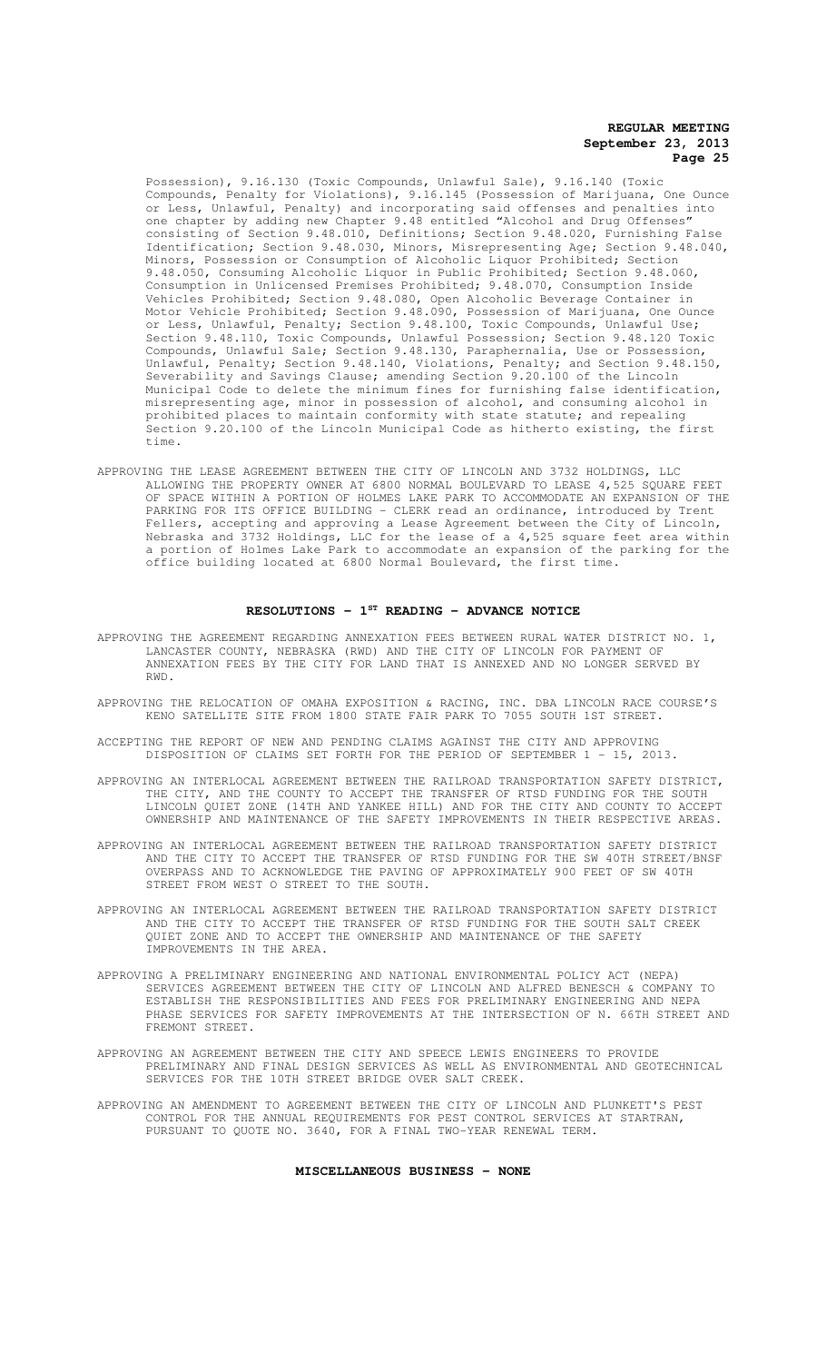Possession), 9.16.130 (Toxic Compounds, Unlawful Sale), 9.16.140 (Toxic Compounds, Penalty for Violations), 9.16.145 (Possession of Marijuana, One Ounce or Less, Unlawful, Penalty) and incorporating said offenses and penalties into one chapter by adding new Chapter 9.48 entitled "Alcohol and Drug Offenses" consisting of Section 9.48.010, Definitions; Section 9.48.020, Furnishing False Identification; Section 9.48.030, Minors, Misrepresenting Age; Section 9.48.040, Minors, Possession or Consumption of Alcoholic Liquor Prohibited; Section 9.48.050, Consuming Alcoholic Liquor in Public Prohibited; Section 9.48.060, Consumption in Unlicensed Premises Prohibited; 9.48.070, Consumption Inside Vehicles Prohibited; Section 9.48.080, Open Alcoholic Beverage Container in Motor Vehicle Prohibited; Section 9.48.090, Possession of Marijuana, One Ounce or Less, Unlawful, Penalty; Section 9.48.100, Toxic Compounds, Unlawful Use; Section 9.48.110, Toxic Compounds, Unlawful Possession; Section 9.48.120 Toxic Compounds, Unlawful Sale; Section 9.48.130, Paraphernalia, Use or Possession, Unlawful, Penalty; Section 9.48.140, Violations, Penalty; and Section 9.48.150, Severability and Savings Clause; amending Section 9.20.100 of the Lincoln Municipal Code to delete the minimum fines for furnishing false identification, misrepresenting age, minor in possession of alcohol, and consuming alcohol in prohibited places to maintain conformity with state statute; and repealing Section 9.20.100 of the Lincoln Municipal Code as hitherto existing, the first time.

APPROVING THE LEASE AGREEMENT BETWEEN THE CITY OF LINCOLN AND 3732 HOLDINGS, LLC ALLOWING THE PROPERTY OWNER AT 6800 NORMAL BOULEVARD TO LEASE 4,525 SQUARE FEET OF SPACE WITHIN A PORTION OF HOLMES LAKE PARK TO ACCOMMODATE AN EXPANSION OF THE PARKING FOR ITS OFFICE BUILDING - CLERK read an ordinance, introduced by Trent Fellers, accepting and approving a Lease Agreement between the City of Lincoln, Nebraska and 3732 Holdings, LLC for the lease of a 4,525 square feet area within a portion of Holmes Lake Park to accommodate an expansion of the parking for the office building located at 6800 Normal Boulevard, the first time.

## RESOLUTIONS - 1ST READING - ADVANCE NOTICE

APPROVING THE AGREEMENT REGARDING ANNEXATION FEES BETWEEN RURAL WATER DISTRICT NO. 1, LANCASTER COUNTY, NEBRASKA (RWD) AND THE CITY OF LINCOLN FOR PAYMENT OF ANNEXATION FEES BY THE CITY FOR LAND THAT IS ANNEXED AND NO LONGER SERVED BY RWD.

APPROVING THE RELOCATION OF OMAHA EXPOSITION & RACING, INC. DBA LINCOLN RACE COURSE'S KENO SATELLITE SITE FROM 1800 STATE FAIR PARK TO 7055 SOUTH 1ST STREET.

ACCEPTING THE REPORT OF NEW AND PENDING CLAIMS AGAINST THE CITY AND APPROVING DISPOSITION OF CLAIMS SET FORTH FOR THE PERIOD OF SEPTEMBER 1 - 15, 2013.

APPROVING AN INTERLOCAL AGREEMENT BETWEEN THE RAILROAD TRANSPORTATION SAFETY DISTRICT, THE CITY, AND THE COUNTY TO ACCEPT THE TRANSFER OF RTSD FUNDING FOR THE SOUTH LINCOLN QUIET ZONE (14TH AND YANKEE HILL) AND FOR THE CITY AND COUNTY TO ACCEPT OWNERSHIP AND MAINTENANCE OF THE SAFETY IMPROVEMENTS IN THEIR RESPECTIVE AREAS.

APPROVING AN INTERLOCAL AGREEMENT BETWEEN THE RAILROAD TRANSPORTATION SAFETY DISTRICT AND THE CITY TO ACCEPT THE TRANSFER OF RTSD FUNDING FOR THE SW 40TH STREET/BNSF OVERPASS AND TO ACKNOWLEDGE THE PAVING OF APPROXIMATELY 900 FEET OF SW 40TH STREET FROM WEST O STREET TO THE SOUTH.

APPROVING AN INTERLOCAL AGREEMENT BETWEEN THE RAILROAD TRANSPORTATION SAFETY DISTRICT AND THE CITY TO ACCEPT THE TRANSFER OF RTSD FUNDING FOR THE SOUTH SALT CREEK QUIET ZONE AND TO ACCEPT THE OWNERSHIP AND MAINTENANCE OF THE SAFETY IMPROVEMENTS IN THE AREA.

APPROVING A PRELIMINARY ENGINEERING AND NATIONAL ENVIRONMENTAL POLICY ACT (NEPA) SERVICES AGREEMENT BETWEEN THE CITY OF LINCOLN AND ALFRED BENESCH & COMPANY TO ESTABLISH THE RESPONSIBILITIES AND FEES FOR PRELIMINARY ENGINEERING AND NEPA PHASE SERVICES FOR SAFETY IMPROVEMENTS AT THE INTERSECTION OF N. 66TH STREET AND FREMONT STREET.

APPROVING AN AGREEMENT BETWEEN THE CITY AND SPEECE LEWIS ENGINEERS TO PROVIDE PRELIMINARY AND FINAL DESIGN SERVICES AS WELL AS ENVIRONMENTAL AND GEOTECHNICAL SERVICES FOR THE 10TH STREET BRIDGE OVER SALT CREEK.

APPROVING AN AMENDMENT TO AGREEMENT BETWEEN THE CITY OF LINCOLN AND PLUNKETT'S PEST CONTROL FOR THE ANNUAL REQUIREMENTS FOR PEST CONTROL SERVICES AT STARTRAN, PURSUANT TO QUOTE NO. 3640, FOR A FINAL TWO-YEAR RENEWAL TERM.

## MISCELLANEOUS BUSINESS - NONE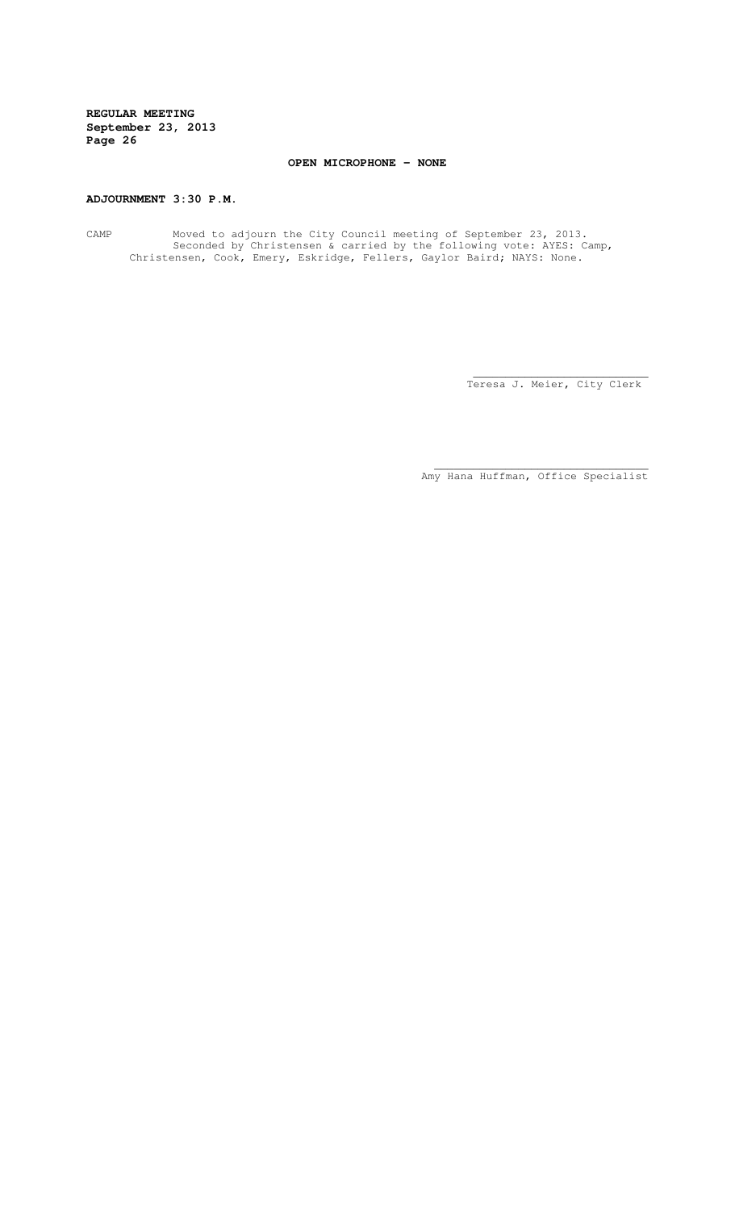**OPEN MICROPHONE – NONE**

**ADJOURNMENT 3:30 P.M.**

CAMP Moved to adjourn the City Council meeting of September 23, 2013. Seconded by Christensen & carried by the following vote: AYES: Camp, Christensen, Cook, Emery, Eskridge, Fellers, Gaylor Baird; NAYS: None.

\_\_\_\_\_\_\_\_\_\_\_\_\_\_\_\_\_\_\_\_\_\_\_\_\_\_\_\_\_\_

Teresa J. Meier, City Clerk

\_\_\_\_\_\_\_\_\_\_\_\_\_\_\_\_\_\_\_\_\_\_\_\_\_\_\_\_\_\_

Amy Hana Huffman, Office Specialist